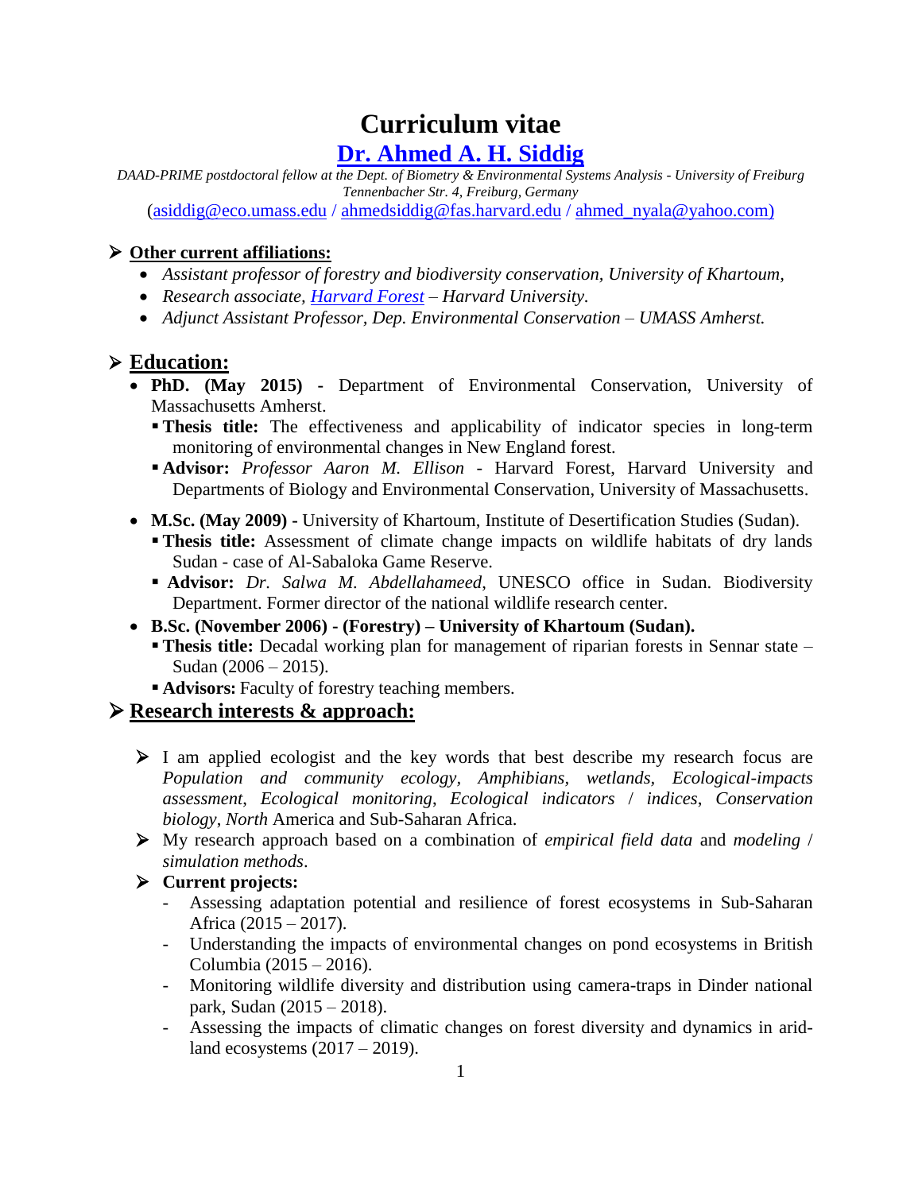# Curriculum vitae

## Dr. Ahmed A. H. Siddig

*DAADD-PRIME postdoctoral fellow at the Dept. of Biometry & Environmental Systems Analysis - University of Freiburg*
*Tennenbacher Str. 4, Freiburg, Germany*

(asiddig@eco.umass.edu / ahmedsiddig@fas.harvard.edu / ahmed_nyala@yahoo.com)

## ➢ Other current affiliations:

- *Assistant professor of forestry and biodiversity conservation, University of Khartoum,*
- *Research associate, Harvard Forest – Harvard University.*
- *Adjunct Assistant Professor, Dep. Environmental Conservation – UMASS Amherst.*

## ➢ Education:

- **PhD. (May 2015) -** Department of Environmental Conservation, University of Massachusetts Amherst.
  - **Thesis title:** The effectiveness and applicability of indicator species in long-term monitoring of environmental changes in New England forest.
  - **Advisor:** *Professor Aaron M. Ellison* - Harvard Forest, Harvard University and Departments of Biology and Environmental Conservation, University of Massachusetts.

- **M.Sc. (May 2009) -** University of Khartoum, Institute of Desertification Studies (Sudan).
  - **Thesis title:** Assessment of climate change impacts on wildlife habitats of dry lands Sudan - case of Al-Sabaloka Game Reserve.
  - **Advisor:** *Dr. Salwa M. Abdellahameed*, UNESCO office in Sudan. Biodiversity Department. Former director of the national wildlife research center.
- **B.Sc. (November 2006) - (Forestry) – University of Khartoum (Sudan).**
  - **Thesis title:** Decadal working plan for management of riparian forests in Sennar state – Sudan (2006 – 2015).
  - **Advisors:** Faculty of forestry teaching members.

## ➢ Research interests & approach:

- ➢ I am applied ecologist and the key words that best describe my research focus are *Population and community ecology*, *Amphibians*, *wetlands*, *Ecological-impacts assessment*, *Ecological monitoring*, *Ecological indicators* / *indices*, *Conservation biology*, *North* America and Sub-Saharan Africa.
- ➢ My research approach based on a combination of *empirical field data* and *modeling* / *simulation methods*.
- ➢ **Current projects:**
  - Assessing adaptation potential and resilience of forest ecosystems in Sub-Saharan Africa (2015 – 2017).
  - Understanding the impacts of environmental changes on pond ecosystems in British Columbia (2015 – 2016).
  - Monitoring wildlife diversity and distribution using camera-traps in Dinder national park, Sudan (2015 – 2018).
  - Assessing the impacts of climatic changes on forest diversity and dynamics in arid-land ecosystems (2017 – 2019).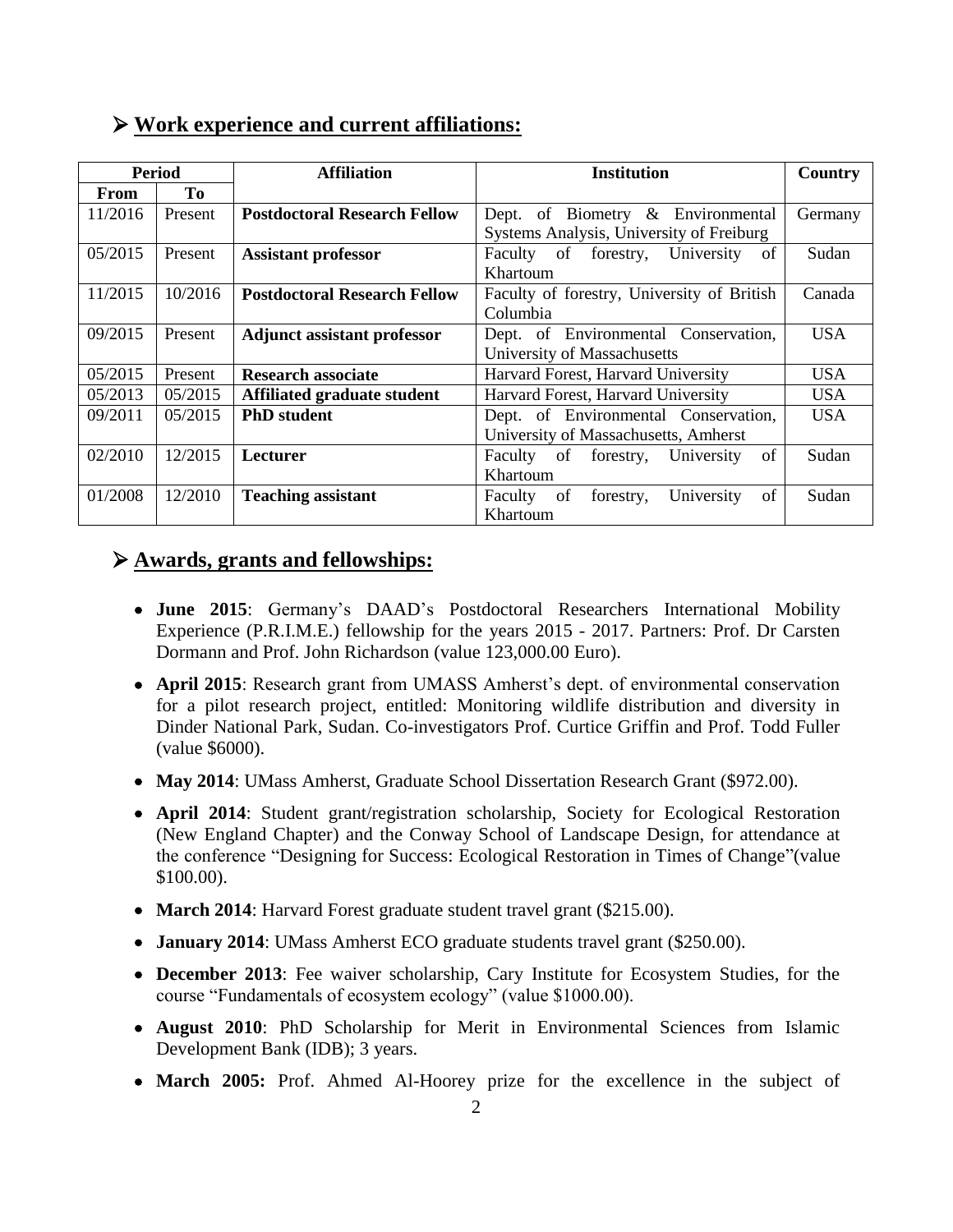## Work experience and current affiliations:

| Period | | Affiliation | Institution | Country |
|---|---|---|---|---|
| From | To | | | |
| 11/2016 | Present | **Postdoctoral Research Fellow** | Dept. of Biometry & Environmental Systems Analysis, University of Freiburg | Germany |
| 05/2015 | Present | **Assistant professor** | Faculty of forestry, University of Khartoum | Sudan |
| 11/2015 | 10/2016 | **Postdoctoral Research Fellow** | Faculty of forestry, University of British Columbia | Canada |
| 09/2015 | Present | **Adjunct assistant professor** | Dept. of Environmental Conservation, University of Massachusetts | USA |
| 05/2015 | Present | **Research associate** | Harvard Forest, Harvard University | USA |
| 05/2013 | 05/2015 | **Affiliated graduate student** | Harvard Forest, Harvard University | USA |
| 09/2011 | 05/2015 | **PhD student** | Dept. of Environmental Conservation, University of Massachusetts, Amherst | USA |
| 02/2010 | 12/2015 | **Lecturer** | Faculty of forestry, University of Khartoum | Sudan |
| 01/2008 | 12/2010 | **Teaching assistant** | Faculty of forestry, University of Khartoum | Sudan |

## Awards, grants and fellowships:

- **June 2015**: Germany's DAAD's Postdoctoral Researchers International Mobility Experience (P.R.I.M.E.) fellowship for the years 2015 - 2017. Partners: Prof. Dr Carsten Dormann and Prof. John Richardson (value 123,000.00 Euro).
- **April 2015**: Research grant from UMASS Amherst's dept. of environmental conservation for a pilot research project, entitled: Monitoring wildlife distribution and diversity in Dinder National Park, Sudan. Co-investigators Prof. Curtice Griffin and Prof. Todd Fuller (value $6000).
- **May 2014**: UMass Amherst, Graduate School Dissertation Research Grant ($972.00).
- **April 2014**: Student grant/registration scholarship, Society for Ecological Restoration (New England Chapter) and the Conway School of Landscape Design, for attendance at the conference "Designing for Success: Ecological Restoration in Times of Change"(value $100.00).
- **March 2014**: Harvard Forest graduate student travel grant ($215.00).
- **January 2014**: UMass Amherst ECO graduate students travel grant ($250.00).
- **December 2013**: Fee waiver scholarship, Cary Institute for Ecosystem Studies, for the course "Fundamentals of ecosystem ecology" (value $1000.00).
- **August 2010**: PhD Scholarship for Merit in Environmental Sciences from Islamic Development Bank (IDB); 3 years.
- **March 2005:** Prof. Ahmed Al-Hoorey prize for the excellence in the subject of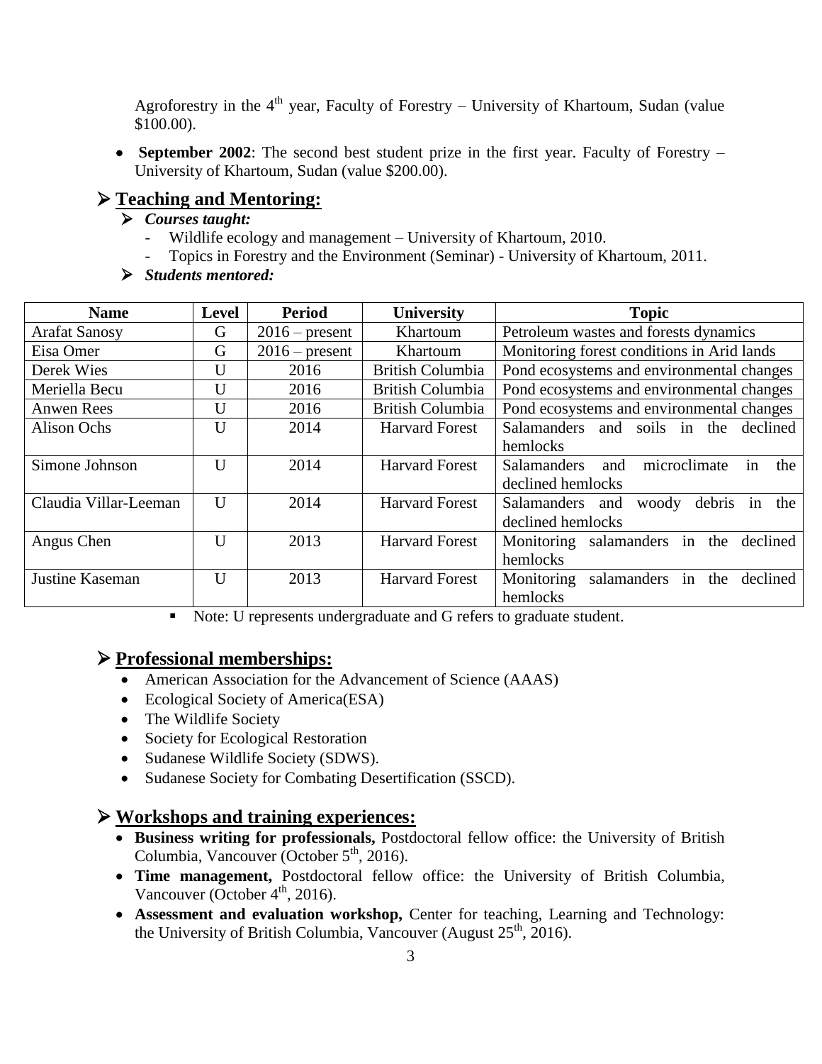Agroforestry in the 4th year, Faculty of Forestry – University of Khartoum, Sudan (value $100.00).

- **September 2002**: The second best student prize in the first year. Faculty of Forestry – University of Khartoum, Sudan (value $200.00).

## Teaching and Mentoring:

### *Courses taught:*

- Wildlife ecology and management – University of Khartoum, 2010.
- Topics in Forestry and the Environment (Seminar) - University of Khartoum, 2011.

### *Students mentored:*

| Name | Level | Period | University | Topic |
|---|---|---|---|---|
| Arafat Sanosy | G | 2016 – present | Khartoum | Petroleum wastes and forests dynamics |
| Eisa Omer | G | 2016 – present | Khartoum | Monitoring forest conditions in Arid lands |
| Derek Wies | U | 2016 | British Columbia | Pond ecosystems and environmental changes |
| Meriella Becu | U | 2016 | British Columbia | Pond ecosystems and environmental changes |
| Anwen Rees | U | 2016 | British Columbia | Pond ecosystems and environmental changes |
| Alison Ochs | U | 2014 | Harvard Forest | Salamanders and soils in the declined hemlocks |
| Simone Johnson | U | 2014 | Harvard Forest | Salamanders and microclimate in the declined hemlocks |
| Claudia Villar-Leeman | U | 2014 | Harvard Forest | Salamanders and woody debris in the declined hemlocks |
| Angus Chen | U | 2013 | Harvard Forest | Monitoring salamanders in the declined hemlocks |
| Justine Kaseman | U | 2013 | Harvard Forest | Monitoring salamanders in the declined hemlocks |

- Note: U represents undergraduate and G refers to graduate student.

## Professional memberships:

- American Association for the Advancement of Science (AAAS)
- Ecological Society of America(ESA)
- The Wildlife Society
- Society for Ecological Restoration
- Sudanese Wildlife Society (SDWS).
- Sudanese Society for Combating Desertification (SSCD).

## Workshops and training experiences:

- **Business writing for professionals,** Postdoctoral fellow office: the University of British Columbia, Vancouver (October 5th, 2016).
- **Time management,** Postdoctoral fellow office: the University of British Columbia, Vancouver (October 4th, 2016).
- **Assessment and evaluation workshop,** Center for teaching, Learning and Technology: the University of British Columbia, Vancouver (August 25th, 2016).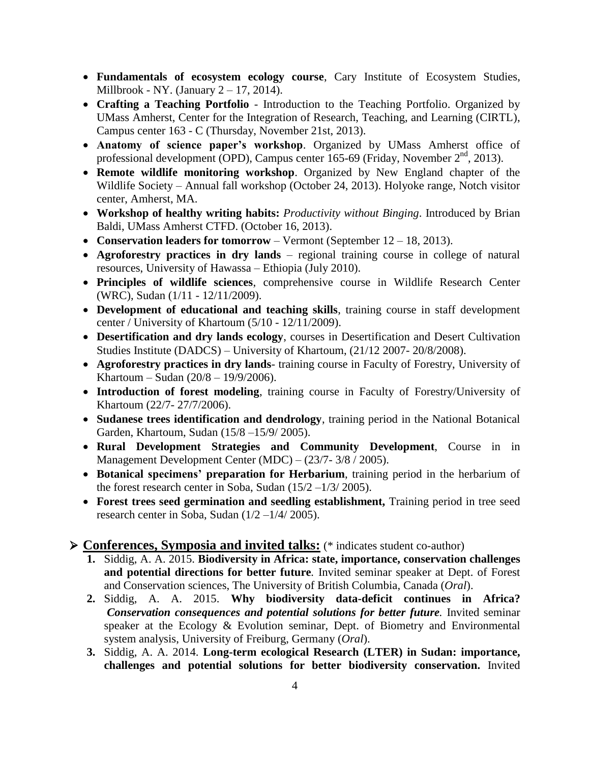- **Fundamentals of ecosystem ecology course**, Cary Institute of Ecosystem Studies, Millbrook - NY. (January 2 – 17, 2014).
- **Crafting a Teaching Portfolio** - Introduction to the Teaching Portfolio. Organized by UMass Amherst, Center for the Integration of Research, Teaching, and Learning (CIRTL), Campus center 163 - C (Thursday, November 21st, 2013).
- **Anatomy of science paper's workshop**. Organized by UMass Amherst office of professional development (OPD), Campus center 165-69 (Friday, November 2nd, 2013).
- **Remote wildlife monitoring workshop**. Organized by New England chapter of the Wildlife Society – Annual fall workshop (October 24, 2013). Holyoke range, Notch visitor center, Amherst, MA.
- **Workshop of healthy writing habits:** *Productivity without Binging*. Introduced by Brian Baldi, UMass Amherst CTFD. (October 16, 2013).
- **Conservation leaders for tomorrow** – Vermont (September 12 – 18, 2013).
- **Agroforestry practices in dry lands** – regional training course in college of natural resources, University of Hawassa – Ethiopia (July 2010).
- **Principles of wildlife sciences**, comprehensive course in Wildlife Research Center (WRC), Sudan (1/11 - 12/11/2009).
- **Development of educational and teaching skills**, training course in staff development center / University of Khartoum (5/10 - 12/11/2009).
- **Desertification and dry lands ecology**, courses in Desertification and Desert Cultivation Studies Institute (DADCS) – University of Khartoum, (21/12 2007- 20/8/2008).
- **Agroforestry practices in dry lands**- training course in Faculty of Forestry, University of Khartoum – Sudan (20/8 – 19/9/2006).
- **Introduction of forest modeling**, training course in Faculty of Forestry/University of Khartoum (22/7- 27/7/2006).
- **Sudanese trees identification and dendrology**, training period in the National Botanical Garden, Khartoum, Sudan (15/8 –15/9/ 2005).
- **Rural Development Strategies and Community Development**, Course in in Management Development Center (MDC) – (23/7- 3/8 / 2005).
- **Botanical specimens' preparation for Herbarium**, training period in the herbarium of the forest research center in Soba, Sudan (15/2 –1/3/ 2005).
- **Forest trees seed germination and seedling establishment,** Training period in tree seed research center in Soba, Sudan (1/2 –1/4/ 2005).

## **Conferences, Symposia and invited talks:** (* indicates student co-author)

1. Siddig, A. A. 2015. **Biodiversity in Africa: state, importance, conservation challenges and potential directions for better future***.* Invited seminar speaker at Dept. of Forest and Conservation sciences, The University of British Columbia, Canada (*Oral*).
2. Siddig, A. A. 2015. **Why biodiversity data-deficit continues in Africa?** ***Conservation consequences and potential solutions for better future.*** Invited seminar speaker at the Ecology & Evolution seminar, Dept. of Biometry and Environmental system analysis, University of Freiburg, Germany (*Oral*).
3. Siddig, A. A. 2014. **Long-term ecological Research (LTER) in Sudan: importance, challenges and potential solutions for better biodiversity conservation.** Invited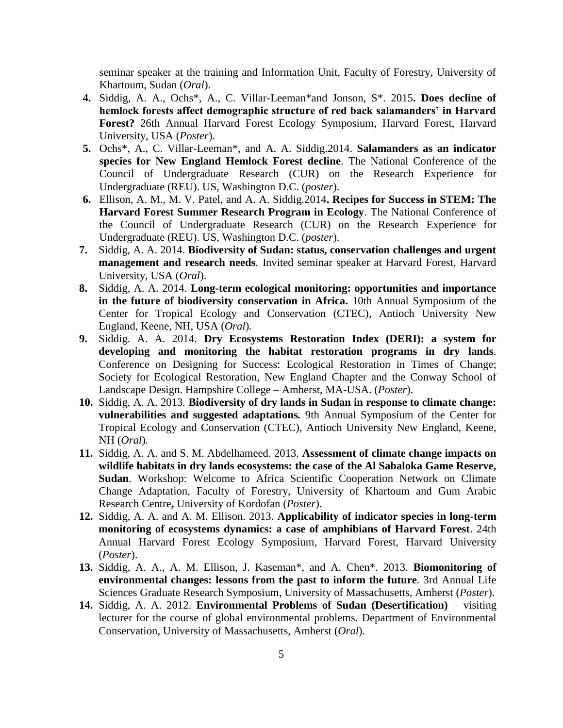seminar speaker at the training and Information Unit, Faculty of Forestry, University of Khartoum, Sudan (*Oral*).

4. Siddig, A. A., Ochs*, A., C. Villar-Leeman*and Jonson, S*. 2015**. Does decline of hemlock forests affect demographic structure of red back salamanders' in Harvard Forest?** 26th Annual Harvard Forest Ecology Symposium, Harvard Forest, Harvard University, USA (*Poster*).
5. Ochs*, A., C. Villar-Leeman*, and A. A. Siddig.2014. **Salamanders as an indicator species for New England Hemlock Forest decline**. The National Conference of the Council of Undergraduate Research (CUR) on the Research Experience for Undergraduate (REU). US, Washington D.C. (*poster*).
6. Ellison, A. M., M. V. Patel, and A. A. Siddig.2014**. Recipes for Success in STEM: The Harvard Forest Summer Research Program in Ecology**. The National Conference of the Council of Undergraduate Research (CUR) on the Research Experience for Undergraduate (REU). US, Washington D.C. (*poster*).
7. Siddig, A. A. 2014. **Biodiversity of Sudan: status, conservation challenges and urgent management and research needs**. Invited seminar speaker at Harvard Forest, Harvard University, USA (*Oral*).
8. Siddig, A. A. 2014. **Long-term ecological monitoring: opportunities and importance in the future of biodiversity conservation in Africa.** 10th Annual Symposium of the Center for Tropical Ecology and Conservation (CTEC), Antioch University New England, Keene, NH, USA (*Oral*).
9. Siddig. A. A. 2014. **Dry Ecosystems Restoration Index (DERI): a system for developing and monitoring the habitat restoration programs in dry lands**. Conference on Designing for Success: Ecological Restoration in Times of Change; Society for Ecological Restoration, New England Chapter and the Conway School of Landscape Design. Hampshire College – Amherst, MA-USA. (*Poster*).
10. Siddig, A. A. 2013. **Biodiversity of dry lands in Sudan in response to climate change: vulnerabilities and suggested adaptations.** 9th Annual Symposium of the Center for Tropical Ecology and Conservation (CTEC), Antioch University New England, Keene, NH (*Oral*).
11. Siddig, A. A. and S. M. Abdelhameed. 2013. **Assessment of climate change impacts on wildlife habitats in dry lands ecosystems: the case of the Al Sabaloka Game Reserve, Sudan**. Workshop: Welcome to Africa Scientific Cooperation Network on Climate Change Adaptation, Faculty of Forestry, University of Khartoum and Gum Arabic Research Centre**,** University of Kordofan (*Poster*).
12. Siddig, A. A. and A. M. Ellison. 2013. **Applicability of indicator species in long-term monitoring of ecosystems dynamics: a case of amphibians of Harvard Forest**. 24th Annual Harvard Forest Ecology Symposium, Harvard Forest, Harvard University (*Poster*).
13. Siddig, A. A., A. M. Ellison, J. Kaseman*, and A. Chen*. 2013. **Biomonitoring of environmental changes: lessons from the past to inform the future**. 3rd Annual Life Sciences Graduate Research Symposium, University of Massachusetts, Amherst (*Poster*).
14. Siddig, A. A. 2012. **Environmental Problems of Sudan (Desertification)** – visiting lecturer for the course of global environmental problems. Department of Environmental Conservation, University of Massachusetts, Amherst (*Oral*).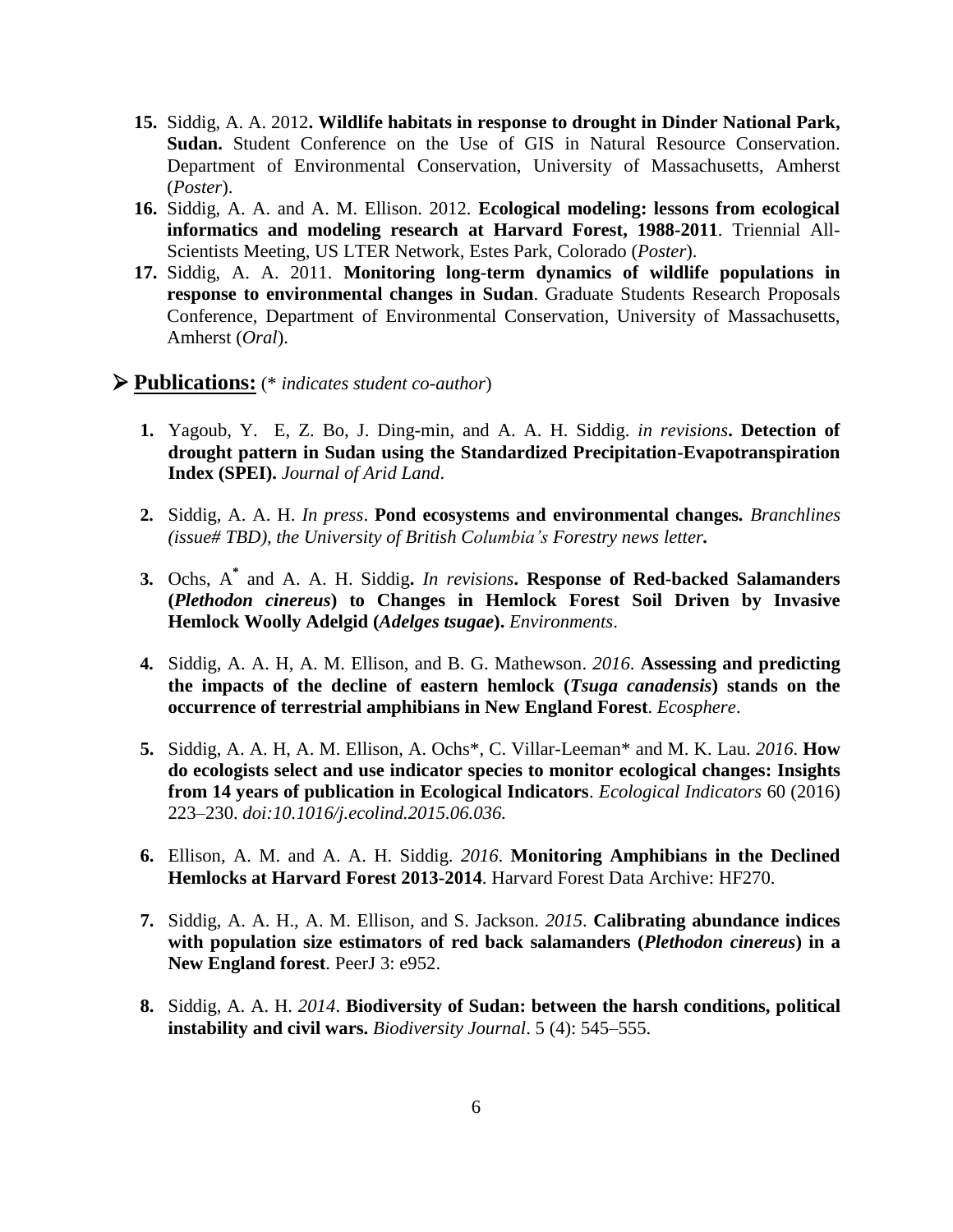15. Siddig, A. A. 2012**. Wildlife habitats in response to drought in Dinder National Park, Sudan.** Student Conference on the Use of GIS in Natural Resource Conservation. Department of Environmental Conservation, University of Massachusetts, Amherst (*Poster*).
16. Siddig, A. A. and A. M. Ellison. 2012. **Ecological modeling: lessons from ecological informatics and modeling research at Harvard Forest, 1988-2011**. Triennial All-Scientists Meeting, US LTER Network, Estes Park, Colorado (*Poster*).
17. Siddig, A. A. 2011. **Monitoring long-term dynamics of wildlife populations in response to environmental changes in Sudan**. Graduate Students Research Proposals Conference, Department of Environmental Conservation, University of Massachusetts, Amherst (*Oral*).

## ➢ **Publications:** (* *indicates student co-author*)

1. Yagoub, Y. E, Z. Bo, J. Ding-min, and A. A. H. Siddig. *in revisions***. Detection of drought pattern in Sudan using the Standardized Precipitation-Evapotranspiration Index (SPEI).** *Journal of Arid Land*.

2. Siddig, A. A. H. *In press*. **Pond ecosystems and environmental changes.** *Branchlines (issue# TBD), the University of British Columbia's Forestry news letter.*

3. Ochs, A* and A. A. H. Siddig**.** *In revisions***. Response of Red-backed Salamanders (*Plethodon cinereus*) to Changes in Hemlock Forest Soil Driven by Invasive Hemlock Woolly Adelgid (*Adelges tsugae*).** *Environments*.

4. Siddig, A. A. H, A. M. Ellison, and B. G. Mathewson. *2016*. **Assessing and predicting the impacts of the decline of eastern hemlock (*Tsuga canadensis*) stands on the occurrence of terrestrial amphibians in New England Forest**. *Ecosphere*.

5. Siddig, A. A. H, A. M. Ellison, A. Ochs*, C. Villar-Leeman* and M. K. Lau. *2016*. **How do ecologists select and use indicator species to monitor ecological changes: Insights from 14 years of publication in Ecological Indicators**. *Ecological Indicators* 60 (2016) 223–230. *doi:10.1016/j.ecolind.2015.06.036*.

6. Ellison, A. M. and A. A. H. Siddig. *2016*. **Monitoring Amphibians in the Declined Hemlocks at Harvard Forest 2013-2014**. Harvard Forest Data Archive: HF270.

7. Siddig, A. A. H., A. M. Ellison, and S. Jackson. *2015*. **Calibrating abundance indices with population size estimators of red back salamanders (*Plethodon cinereus*) in a New England forest**. PeerJ 3: e952.

8. Siddig, A. A. H. *2014*. **Biodiversity of Sudan: between the harsh conditions, political instability and civil wars.** *Biodiversity Journal*. 5 (4): 545–555.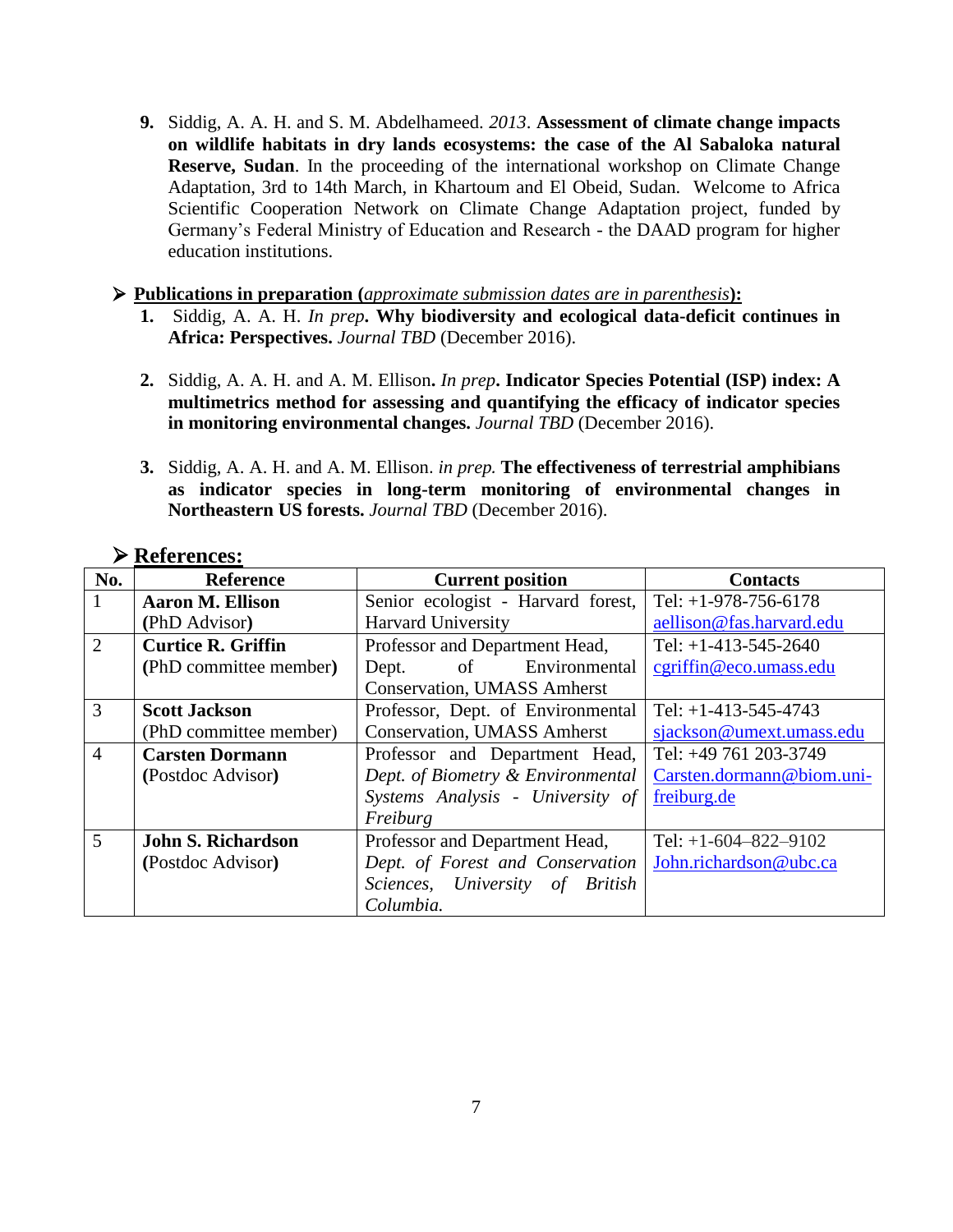9. Siddig, A. A. H. and S. M. Abdelhameed. *2013*. **Assessment of climate change impacts on wildlife habitats in dry lands ecosystems: the case of the Al Sabaloka natural Reserve, Sudan**. In the proceeding of the international workshop on Climate Change Adaptation, 3rd to 14th March, in Khartoum and El Obeid, Sudan. Welcome to Africa Scientific Cooperation Network on Climate Change Adaptation project, funded by Germany's Federal Ministry of Education and Research - the DAAD program for higher education institutions.

- **Publications in preparation (*approximate submission dates are in parenthesis*):**

1. Siddig, A. A. H. *In prep*. **Why biodiversity and ecological data-deficit continues in Africa: Perspectives.** *Journal TBD* (December 2016).

2. Siddig, A. A. H. and A. M. Ellison**.** *In prep***. Indicator Species Potential (ISP) index: A multimetrics method for assessing and quantifying the efficacy of indicator species in monitoring environmental changes.** *Journal TBD* (December 2016).

3. Siddig, A. A. H. and A. M. Ellison. *in prep.* **The effectiveness of terrestrial amphibians as indicator species in long-term monitoring of environmental changes in Northeastern US forests.** *Journal TBD* (December 2016).

- **References:**

| No. | Reference | Current position | Contacts |
|---|---|---|---|
| 1 | **Aaron M. Ellison** (PhD Advisor) | Senior ecologist - Harvard forest, Harvard University | Tel: +1-978-756-6178 aellison@fas.harvard.edu |
| 2 | **Curtice R. Griffin** (PhD committee member) | Professor and Department Head, Dept. of Environmental Conservation, UMASS Amherst | Tel: +1-413-545-2640 cgriffin@eco.umass.edu |
| 3 | **Scott Jackson** (PhD committee member) | Professor, Dept. of Environmental Conservation, UMASS Amherst | Tel: +1-413-545-4743 sjackson@umext.umass.edu |
| 4 | **Carsten Dormann** (Postdoc Advisor) | Professor and Department Head, *Dept. of Biometry & Environmental Systems Analysis - University of Freiburg* | Tel: +49 761 203-3749 Carsten.dormann@biom.uni-freiburg.de |
| 5 | **John S. Richardson** (Postdoc Advisor) | Professor and Department Head, *Dept. of Forest and Conservation Sciences, University of British Columbia.* | Tel: +1-604–822–9102 John.richardson@ubc.ca |